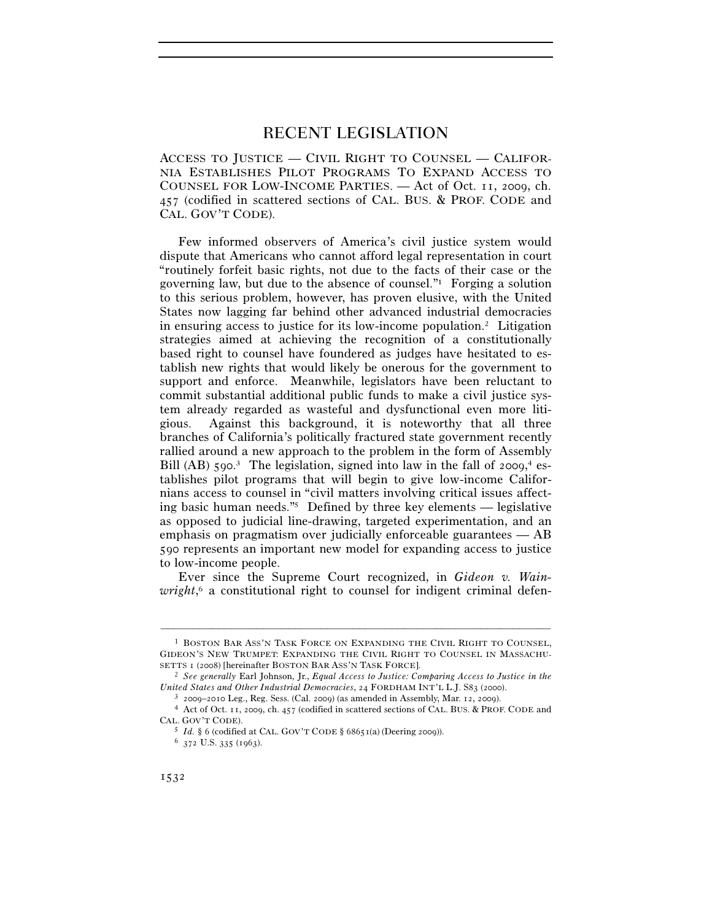# RECENT LEGISLATION

ACCESS TO JUSTICE — CIVIL RIGHT TO COUNSEL — CALIFORNIA ESTABLISHES PILOT PROGRAMS TO EXPAND ACCESS TO COUNSEL FOR LOW-INCOME PARTIES. — Act of Oct. 11, 2009, ch. 457 (codified in scattered sections of CAL. BUS. & PROF. CODE and CAL. GOV'T CODE).

Few informed observers of America's civil justice system would dispute that Americans who cannot afford legal representation in court "routinely forfeit basic rights, not due to the facts of their case or the governing law, but due to the absence of counsel."[1] Forging a solution to this serious problem, however, has proven elusive, with the United States now lagging far behind other advanced industrial democracies in ensuring access to justice for its low-income population.[2] Litigation strategies aimed at achieving the recognition of a constitutionally based right to counsel have foundered as judges have hesitated to establish new rights that would likely be onerous for the government to support and enforce. Meanwhile, legislators have been reluctant to commit substantial additional public funds to make a civil justice system already regarded as wasteful and dysfunctional even more litigious. Against this background, it is noteworthy that all three branches of California's politically fractured state government recently rallied around a new approach to the problem in the form of Assembly Bill (AB) 590.[3] The legislation, signed into law in the fall of 2009,[4] establishes pilot programs that will begin to give low-income Californians access to counsel in "civil matters involving critical issues affecting basic human needs."[5] Defined by three key elements — legislative as opposed to judicial line-drawing, targeted experimentation, and an emphasis on pragmatism over judicially enforceable guarantees — AB 590 represents an important new model for expanding access to justice to low-income people.

Ever since the Supreme Court recognized, in *Gideon v. Wainwright*,[6] a constitutional right to counsel for indigent criminal defen-

---

[1] BOSTON BAR ASS'N TASK FORCE ON EXPANDING THE CIVIL RIGHT TO COUNSEL, GIDEON'S NEW TRUMPET: EXPANDING THE CIVIL RIGHT TO COUNSEL IN MASSACHUSETTS 1 (2008) [hereinafter BOSTON BAR ASS'N TASK FORCE].

[2] *See generally* Earl Johnson, Jr., *Equal Access to Justice: Comparing Access to Justice in the United States and Other Industrial Democracies*, 24 FORDHAM INT'L L.J. S83 (2000).

[3] 2009–2010 Leg., Reg. Sess. (Cal. 2009) (as amended in Assembly, Mar. 12, 2009).

[4] Act of Oct. 11, 2009, ch. 457 (codified in scattered sections of CAL. BUS. & PROF. CODE and CAL. GOV'T CODE).

[5] *Id.* § 6 (codified at CAL. GOV'T CODE § 68651(a) (Deering 2009)).

[6] 372 U.S. 335 (1963).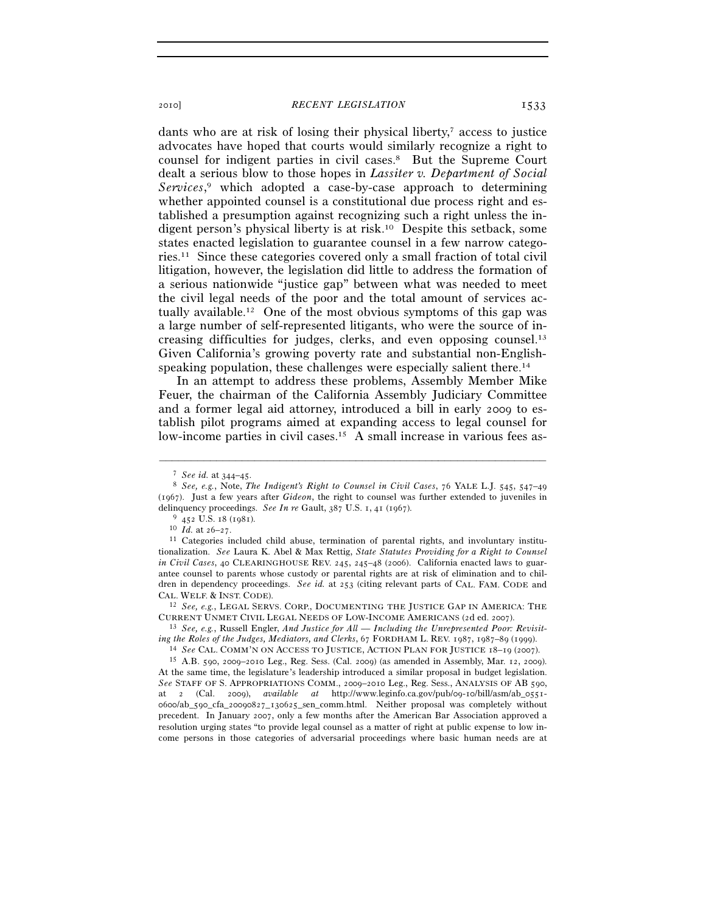dants who are at risk of losing their physical liberty,[7] access to justice advocates have hoped that courts would similarly recognize a right to counsel for indigent parties in civil cases.[8] But the Supreme Court dealt a serious blow to those hopes in *Lassiter v. Department of Social Services*,[9] which adopted a case-by-case approach to determining whether appointed counsel is a constitutional due process right and established a presumption against recognizing such a right unless the indigent person's physical liberty is at risk.[10] Despite this setback, some states enacted legislation to guarantee counsel in a few narrow categories.[11] Since these categories covered only a small fraction of total civil litigation, however, the legislation did little to address the formation of a serious nationwide "justice gap" between what was needed to meet the civil legal needs of the poor and the total amount of services actually available.[12] One of the most obvious symptoms of this gap was a large number of self-represented litigants, who were the source of increasing difficulties for judges, clerks, and even opposing counsel.[13] Given California's growing poverty rate and substantial non-English-speaking population, these challenges were especially salient there.[14]

In an attempt to address these problems, Assembly Member Mike Feuer, the chairman of the California Assembly Judiciary Committee and a former legal aid attorney, introduced a bill in early 2009 to establish pilot programs aimed at expanding access to legal counsel for low-income parties in civil cases.[15] A small increase in various fees as-

---

[7] *See id.* at 344–45.

[8] *See, e.g.*, Note, *The Indigent's Right to Counsel in Civil Cases*, 76 YALE L.J. 545, 547–49 (1967). Just a few years after *Gideon*, the right to counsel was further extended to juveniles in delinquency proceedings. *See In re* Gault, 387 U.S. 1, 41 (1967).

[9] 452 U.S. 18 (1981).

[10] *Id.* at 26–27.

[11] Categories included child abuse, termination of parental rights, and involuntary institutionalization. *See* Laura K. Abel & Max Rettig, *State Statutes Providing for a Right to Counsel in Civil Cases*, 40 CLEARINGHOUSE REV. 245, 245–48 (2006). California enacted laws to guarantee counsel to parents whose custody or parental rights are at risk of elimination and to children in dependency proceedings. *See id.* at 253 (citing relevant parts of CAL. FAM. CODE and CAL. WELF. & INST. CODE).

[12] *See, e.g.*, LEGAL SERVS. CORP., DOCUMENTING THE JUSTICE GAP IN AMERICA: THE CURRENT UNMET CIVIL LEGAL NEEDS OF LOW-INCOME AMERICANS (2d ed. 2007).

[13] *See, e.g.*, Russell Engler, *And Justice for All — Including the Unrepresented Poor: Revisiting the Roles of the Judges, Mediators, and Clerks*, 67 FORDHAM L. REV. 1987, 1987–89 (1999).

[14] *See* CAL. COMM'N ON ACCESS TO JUSTICE, ACTION PLAN FOR JUSTICE 18–19 (2007).

[15] A.B. 590, 2009–2010 Leg., Reg. Sess. (Cal. 2009) (as amended in Assembly, Mar. 12, 2009). At the same time, the legislature's leadership introduced a similar proposal in budget legislation. *See* STAFF OF S. APPROPRIATIONS COMM., 2009–2010 Leg., Reg. Sess., ANALYSIS OF AB 590, at 2 (Cal. 2009), *available at* http://www.leginfo.ca.gov/pub/09-10/bill/asm/ab_0551-0600/ab_590_cfa_20090827_130625_sen_comm.html. Neither proposal was completely without precedent. In January 2007, only a few months after the American Bar Association approved a resolution urging states "to provide legal counsel as a matter of right at public expense to low income persons in those categories of adversarial proceedings where basic human needs are at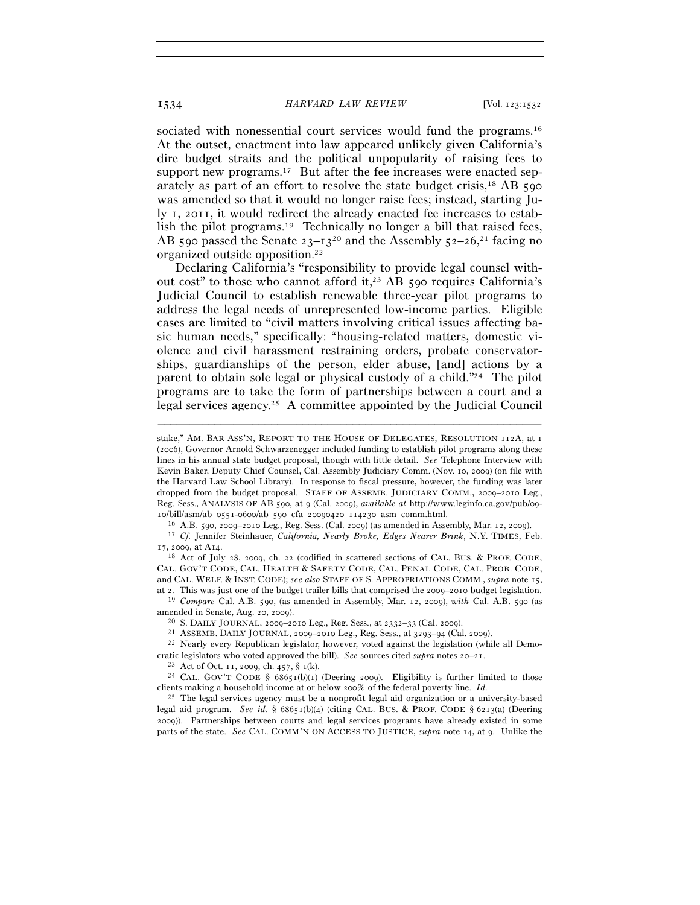sociated with nonessential court services would fund the programs.[16] At the outset, enactment into law appeared unlikely given California's dire budget straits and the political unpopularity of raising fees to support new programs.[17] But after the fee increases were enacted separately as part of an effort to resolve the state budget crisis,[18] AB 590 was amended so that it would no longer raise fees; instead, starting July 1, 2011, it would redirect the already enacted fee increases to establish the pilot programs.[19] Technically no longer a bill that raised fees, AB 590 passed the Senate 23–13[20] and the Assembly 52–26,[21] facing no organized outside opposition.[22]

Declaring California's "responsibility to provide legal counsel without cost" to those who cannot afford it,[23] AB 590 requires California's Judicial Council to establish renewable three-year pilot programs to address the legal needs of unrepresented low-income parties. Eligible cases are limited to "civil matters involving critical issues affecting basic human needs," specifically: "housing-related matters, domestic violence and civil harassment restraining orders, probate conservatorships, guardianships of the person, elder abuse, [and] actions by a parent to obtain sole legal or physical custody of a child."[24] The pilot programs are to take the form of partnerships between a court and a legal services agency.[25] A committee appointed by the Judicial Council

---

stake," AM. BAR ASS'N, REPORT TO THE HOUSE OF DELEGATES, RESOLUTION 112A, at 1 (2006), Governor Arnold Schwarzenegger included funding to establish pilot programs along these lines in his annual state budget proposal, though with little detail. *See* Telephone Interview with Kevin Baker, Deputy Chief Counsel, Cal. Assembly Judiciary Comm. (Nov. 10, 2009) (on file with the Harvard Law School Library). In response to fiscal pressure, however, the funding was later dropped from the budget proposal. STAFF OF ASSEMB. JUDICIARY COMM., 2009–2010 Leg., Reg. Sess., ANALYSIS OF AB 590, at 9 (Cal. 2009), *available at* http://www.leginfo.ca.gov/pub/09-10/bill/asm/ab_0551-0600/ab_590_cfa_20090420_114230_asm_comm.html.

[16] A.B. 590, 2009–2010 Leg., Reg. Sess. (Cal. 2009) (as amended in Assembly, Mar. 12, 2009).

[17] *Cf.* Jennifer Steinhauer, *California, Nearly Broke, Edges Nearer Brink*, N.Y. TIMES, Feb. 17, 2009, at A14.

[18] Act of July 28, 2009, ch. 22 (codified in scattered sections of CAL. BUS. & PROF. CODE, CAL. GOV'T CODE, CAL. HEALTH & SAFETY CODE, CAL. PENAL CODE, CAL. PROB. CODE, and CAL. WELF. & INST. CODE); *see also* STAFF OF S. APPROPRIATIONS COMM., *supra* note 15, at 2. This was just one of the budget trailer bills that comprised the 2009–2010 budget legislation.

[19] *Compare* Cal. A.B. 590, (as amended in Assembly, Mar. 12, 2009), *with* Cal. A.B. 590 (as amended in Senate, Aug. 20, 2009).

[20] S. DAILY JOURNAL, 2009–2010 Leg., Reg. Sess., at 2332–33 (Cal. 2009).

[21] ASSEMB. DAILY JOURNAL, 2009–2010 Leg., Reg. Sess., at 3293–94 (Cal. 2009).

[22] Nearly every Republican legislator, however, voted against the legislation (while all Democratic legislators who voted approved the bill). *See* sources cited *supra* notes 20–21.

[23] Act of Oct. 11, 2009, ch. 457, § 1(k).

[24] CAL. GOV'T CODE § 68651(b)(1) (Deering 2009). Eligibility is further limited to those clients making a household income at or below 200% of the federal poverty line. *Id.*

[25] The legal services agency must be a nonprofit legal aid organization or a university-based legal aid program. *See id.* § 68651(b)(4) (citing CAL. BUS. & PROF. CODE § 6213(a) (Deering 2009)). Partnerships between courts and legal services programs have already existed in some parts of the state. *See* CAL. COMM'N ON ACCESS TO JUSTICE, *supra* note 14, at 9. Unlike the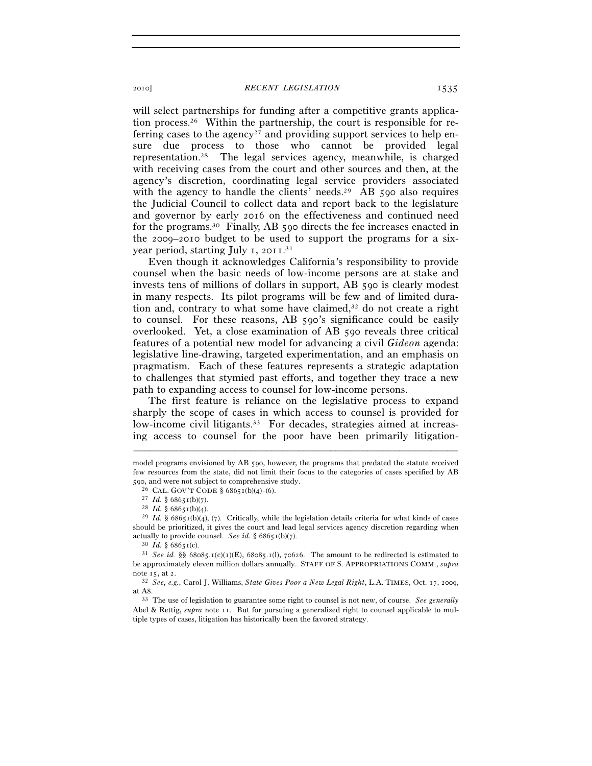will select partnerships for funding after a competitive grants application process.[26] Within the partnership, the court is responsible for referring cases to the agency[27] and providing support services to help ensure due process to those who cannot be provided legal representation.[28] The legal services agency, meanwhile, is charged with receiving cases from the court and other sources and then, at the agency's discretion, coordinating legal service providers associated with the agency to handle the clients' needs.[29] AB 590 also requires the Judicial Council to collect data and report back to the legislature and governor by early 2016 on the effectiveness and continued need for the programs.[30] Finally, AB 590 directs the fee increases enacted in the 2009–2010 budget to be used to support the programs for a six-year period, starting July 1, 2011.[31]

Even though it acknowledges California's responsibility to provide counsel when the basic needs of low-income persons are at stake and invests tens of millions of dollars in support, AB 590 is clearly modest in many respects. Its pilot programs will be few and of limited duration and, contrary to what some have claimed,[32] do not create a right to counsel. For these reasons, AB 590's significance could be easily overlooked. Yet, a close examination of AB 590 reveals three critical features of a potential new model for advancing a civil *Gideon* agenda: legislative line-drawing, targeted experimentation, and an emphasis on pragmatism. Each of these features represents a strategic adaptation to challenges that stymied past efforts, and together they trace a new path to expanding access to counsel for low-income persons.

The first feature is reliance on the legislative process to expand sharply the scope of cases in which access to counsel is provided for low-income civil litigants.[33] For decades, strategies aimed at increasing access to counsel for the poor have been primarily litigation-

---

model programs envisioned by AB 590, however, the programs that predated the statute received few resources from the state, did not limit their focus to the categories of cases specified by AB 590, and were not subject to comprehensive study.

[26] CAL. GOV'T CODE § 68651(b)(4)–(6).

[27] *Id.* § 68651(b)(7).

[28] *Id.* § 68651(b)(4).

[29] *Id.* § 68651(b)(4), (7). Critically, while the legislation details criteria for what kinds of cases should be prioritized, it gives the court and lead legal services agency discretion regarding when actually to provide counsel. *See id.* § 68651(b)(7).

[30] *Id.* § 68651(c).

[31] *See id.* §§ 68085.1(c)(1)(E), 68085.1(l), 70626. The amount to be redirected is estimated to be approximately eleven million dollars annually. STAFF OF S. APPROPRIATIONS COMM., *supra* note 15, at 2.

[32] *See, e.g.*, Carol J. Williams, *State Gives Poor a New Legal Right*, L.A. TIMES, Oct. 17, 2009, at A8.

[33] The use of legislation to guarantee some right to counsel is not new, of course. *See generally* Abel & Rettig, *supra* note 11. But for pursuing a generalized right to counsel applicable to multiple types of cases, litigation has historically been the favored strategy.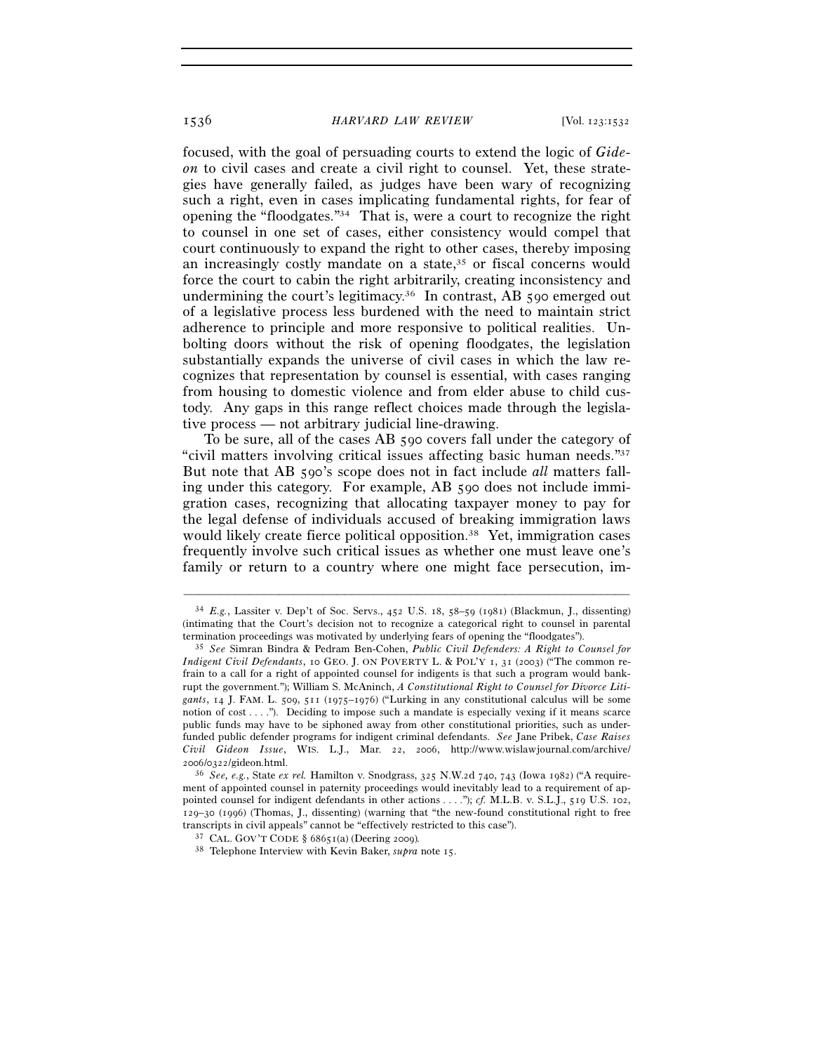focused, with the goal of persuading courts to extend the logic of *Gideon* to civil cases and create a civil right to counsel. Yet, these strategies have generally failed, as judges have been wary of recognizing such a right, even in cases implicating fundamental rights, for fear of opening the "floodgates."[34] That is, were a court to recognize the right to counsel in one set of cases, either consistency would compel that court continuously to expand the right to other cases, thereby imposing an increasingly costly mandate on a state,[35] or fiscal concerns would force the court to cabin the right arbitrarily, creating inconsistency and undermining the court's legitimacy.[36] In contrast, AB 590 emerged out of a legislative process less burdened with the need to maintain strict adherence to principle and more responsive to political realities. Unbolting doors without the risk of opening floodgates, the legislation substantially expands the universe of civil cases in which the law recognizes that representation by counsel is essential, with cases ranging from housing to domestic violence and from elder abuse to child custody. Any gaps in this range reflect choices made through the legislative process — not arbitrary judicial line-drawing.

To be sure, all of the cases AB 590 covers fall under the category of "civil matters involving critical issues affecting basic human needs."[37] But note that AB 590's scope does not in fact include *all* matters falling under this category. For example, AB 590 does not include immigration cases, recognizing that allocating taxpayer money to pay for the legal defense of individuals accused of breaking immigration laws would likely create fierce political opposition.[38] Yet, immigration cases frequently involve such critical issues as whether one must leave one's family or return to a country where one might face persecution, im-

---

[34] *E.g.*, Lassiter v. Dep't of Soc. Servs., 452 U.S. 18, 58–59 (1981) (Blackmun, J., dissenting) (intimating that the Court's decision not to recognize a categorical right to counsel in parental termination proceedings was motivated by underlying fears of opening the "floodgates").

[35] *See* Simran Bindra & Pedram Ben-Cohen, *Public Civil Defenders: A Right to Counsel for Indigent Civil Defendants*, 10 GEO. J. ON POVERTY L. & POL'Y 1, 31 (2003) ("The common refrain to a call for a right of appointed counsel for indigents is that such a program would bankrupt the government."); William S. McAninch, *A Constitutional Right to Counsel for Divorce Litigants*, 14 J. FAM. L. 509, 511 (1975–1976) ("Lurking in any constitutional calculus will be some notion of cost . . . ."). Deciding to impose such a mandate is especially vexing if it means scarce public funds may have to be siphoned away from other constitutional priorities, such as underfunded public defender programs for indigent criminal defendants. *See* Jane Pribek, *Case Raises Civil Gideon Issue*, WIS. L.J., Mar. 22, 2006, http://www.wislawjournal.com/archive/2006/0322/gideon.html.

[36] *See, e.g.*, State *ex rel.* Hamilton v. Snodgrass, 325 N.W.2d 740, 743 (Iowa 1982) ("A requirement of appointed counsel in paternity proceedings would inevitably lead to a requirement of appointed counsel for indigent defendants in other actions . . . ."); *cf.* M.L.B. v. S.L.J., 519 U.S. 102, 129–30 (1996) (Thomas, J., dissenting) (warning that "the new-found constitutional right to free transcripts in civil appeals" cannot be "effectively restricted to this case").

[37] CAL. GOV'T CODE § 68651(a) (Deering 2009).

[38] Telephone Interview with Kevin Baker, *supra* note 15.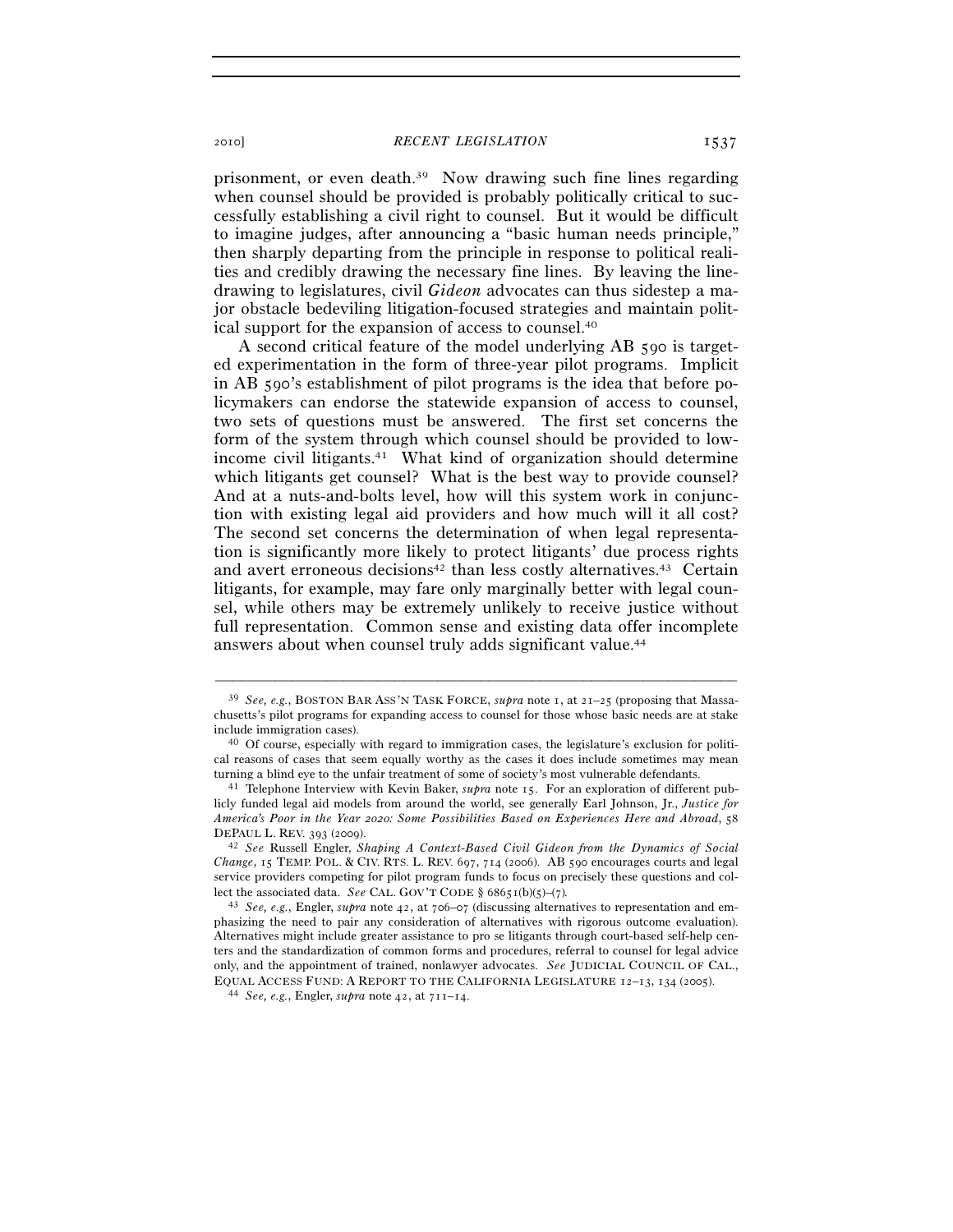prisonment, or even death.[39] Now drawing such fine lines regarding when counsel should be provided is probably politically critical to successfully establishing a civil right to counsel. But it would be difficult to imagine judges, after announcing a "basic human needs principle," then sharply departing from the principle in response to political realities and credibly drawing the necessary fine lines. By leaving the line-drawing to legislatures, civil *Gideon* advocates can thus sidestep a major obstacle bedeviling litigation-focused strategies and maintain political support for the expansion of access to counsel.[40]

A second critical feature of the model underlying AB 590 is targeted experimentation in the form of three-year pilot programs. Implicit in AB 590's establishment of pilot programs is the idea that before policymakers can endorse the statewide expansion of access to counsel, two sets of questions must be answered. The first set concerns the form of the system through which counsel should be provided to low-income civil litigants.[41] What kind of organization should determine which litigants get counsel? What is the best way to provide counsel? And at a nuts-and-bolts level, how will this system work in conjunction with existing legal aid providers and how much will it all cost? The second set concerns the determination of when legal representation is significantly more likely to protect litigants' due process rights and avert erroneous decisions[42] than less costly alternatives.[43] Certain litigants, for example, may fare only marginally better with legal counsel, while others may be extremely unlikely to receive justice without full representation. Common sense and existing data offer incomplete answers about when counsel truly adds significant value.[44]

---

[39] *See, e.g.*, BOSTON BAR ASS'N TASK FORCE, *supra* note 1, at 21–25 (proposing that Massachusetts's pilot programs for expanding access to counsel for those whose basic needs are at stake include immigration cases).

[40] Of course, especially with regard to immigration cases, the legislature's exclusion for political reasons of cases that seem equally worthy as the cases it does include sometimes may mean turning a blind eye to the unfair treatment of some of society's most vulnerable defendants.

[41] Telephone Interview with Kevin Baker, *supra* note 15. For an exploration of different publicly funded legal aid models from around the world, see generally Earl Johnson, Jr., *Justice for America's Poor in the Year 2020: Some Possibilities Based on Experiences Here and Abroad*, 58 DEPAUL L. REV. 393 (2009).

[42] *See* Russell Engler, *Shaping A Context-Based Civil Gideon from the Dynamics of Social Change*, 15 TEMP. POL. & CIV. RTS. L. REV. 697, 714 (2006). AB 590 encourages courts and legal service providers competing for pilot program funds to focus on precisely these questions and collect the associated data. *See* CAL. GOV'T CODE § 68651(b)(5)–(7).

[43] *See, e.g.*, Engler, *supra* note 42, at 706–07 (discussing alternatives to representation and emphasizing the need to pair any consideration of alternatives with rigorous outcome evaluation). Alternatives might include greater assistance to pro se litigants through court-based self-help centers and the standardization of common forms and procedures, referral to counsel for legal advice only, and the appointment of trained, nonlawyer advocates. *See* JUDICIAL COUNCIL OF CAL., EQUAL ACCESS FUND: A REPORT TO THE CALIFORNIA LEGISLATURE 12–13, 134 (2005).

[44] *See, e.g.*, Engler, *supra* note 42, at 711–14.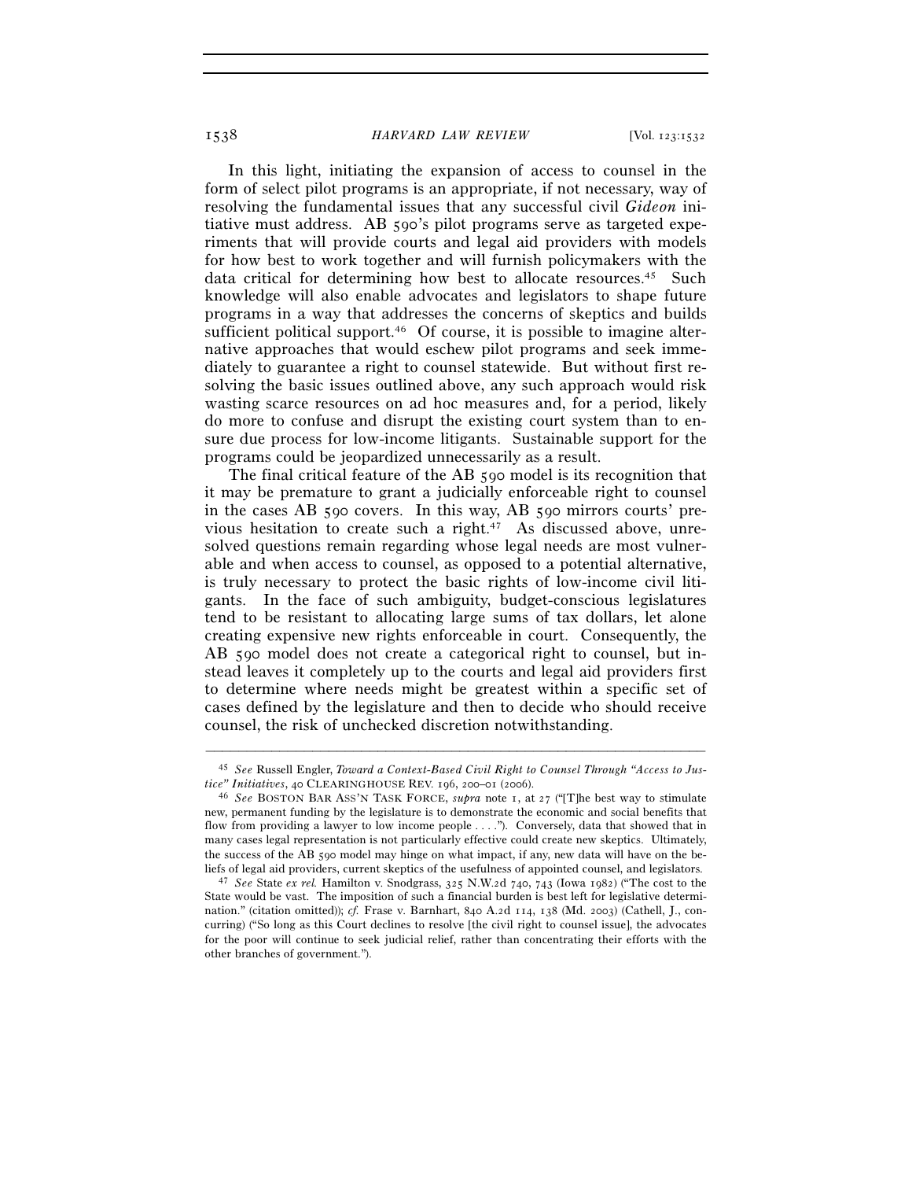In this light, initiating the expansion of access to counsel in the form of select pilot programs is an appropriate, if not necessary, way of resolving the fundamental issues that any successful civil *Gideon* initiative must address. AB 590's pilot programs serve as targeted experiments that will provide courts and legal aid providers with models for how best to work together and will furnish policymakers with the data critical for determining how best to allocate resources.[45] Such knowledge will also enable advocates and legislators to shape future programs in a way that addresses the concerns of skeptics and builds sufficient political support.[46] Of course, it is possible to imagine alternative approaches that would eschew pilot programs and seek immediately to guarantee a right to counsel statewide. But without first resolving the basic issues outlined above, any such approach would risk wasting scarce resources on ad hoc measures and, for a period, likely do more to confuse and disrupt the existing court system than to ensure due process for low-income litigants. Sustainable support for the programs could be jeopardized unnecessarily as a result.

The final critical feature of the AB 590 model is its recognition that it may be premature to grant a judicially enforceable right to counsel in the cases AB 590 covers. In this way, AB 590 mirrors courts' previous hesitation to create such a right.[47] As discussed above, unresolved questions remain regarding whose legal needs are most vulnerable and when access to counsel, as opposed to a potential alternative, is truly necessary to protect the basic rights of low-income civil litigants. In the face of such ambiguity, budget-conscious legislatures tend to be resistant to allocating large sums of tax dollars, let alone creating expensive new rights enforceable in court. Consequently, the AB 590 model does not create a categorical right to counsel, but instead leaves it completely up to the courts and legal aid providers first to determine where needs might be greatest within a specific set of cases defined by the legislature and then to decide who should receive counsel, the risk of unchecked discretion notwithstanding.

---

[45] *See* Russell Engler, *Toward a Context-Based Civil Right to Counsel Through "Access to Justice" Initiatives*, 40 CLEARINGHOUSE REV. 196, 200–01 (2006).

[46] *See* BOSTON BAR ASS'N TASK FORCE, *supra* note 1, at 27 ("[T]he best way to stimulate new, permanent funding by the legislature is to demonstrate the economic and social benefits that flow from providing a lawyer to low income people . . . ."). Conversely, data that showed that in many cases legal representation is not particularly effective could create new skeptics. Ultimately, the success of the AB 590 model may hinge on what impact, if any, new data will have on the beliefs of legal aid providers, current skeptics of the usefulness of appointed counsel, and legislators.

[47] *See* State *ex rel.* Hamilton v. Snodgrass, 325 N.W.2d 740, 743 (Iowa 1982) ("The cost to the State would be vast. The imposition of such a financial burden is best left for legislative determination." (citation omitted)); *cf.* Frase v. Barnhart, 840 A.2d 114, 138 (Md. 2003) (Cathell, J., concurring) ("So long as this Court declines to resolve [the civil right to counsel issue], the advocates for the poor will continue to seek judicial relief, rather than concentrating their efforts with the other branches of government.").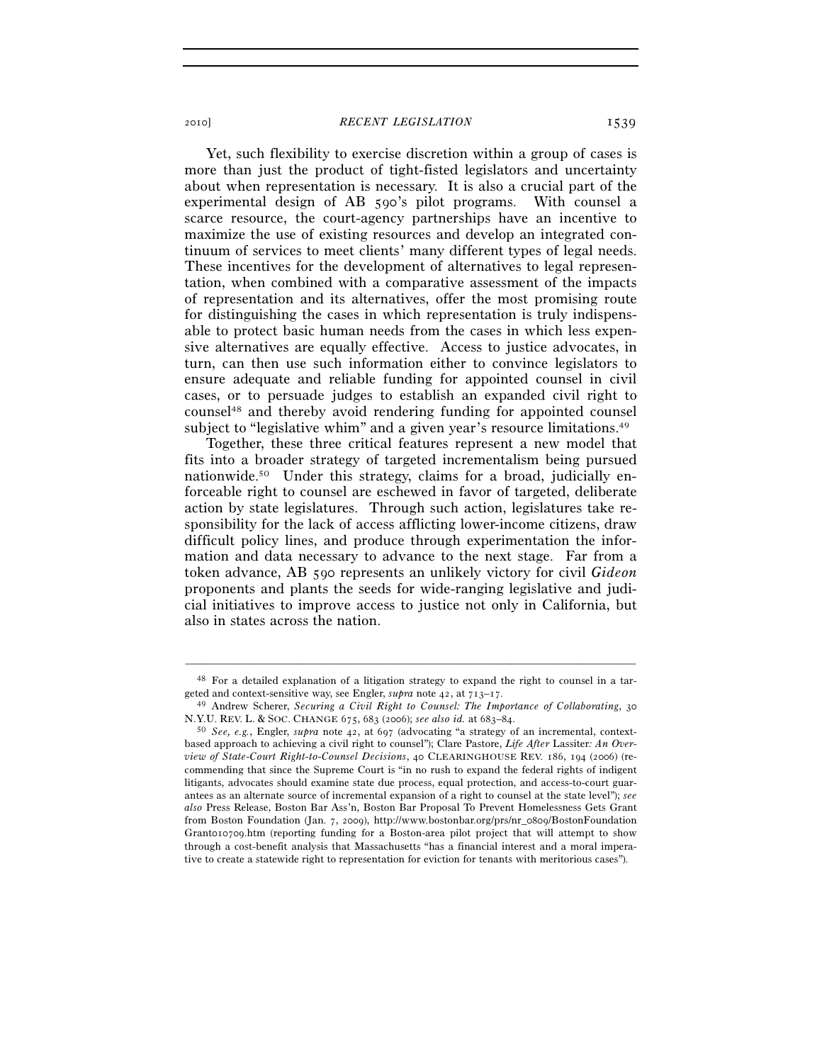Yet, such flexibility to exercise discretion within a group of cases is more than just the product of tight-fisted legislators and uncertainty about when representation is necessary. It is also a crucial part of the experimental design of AB 590's pilot programs. With counsel a scarce resource, the court-agency partnerships have an incentive to maximize the use of existing resources and develop an integrated continuum of services to meet clients' many different types of legal needs. These incentives for the development of alternatives to legal representation, when combined with a comparative assessment of the impacts of representation and its alternatives, offer the most promising route for distinguishing the cases in which representation is truly indispensable to protect basic human needs from the cases in which less expensive alternatives are equally effective. Access to justice advocates, in turn, can then use such information either to convince legislators to ensure adequate and reliable funding for appointed counsel in civil cases, or to persuade judges to establish an expanded civil right to counsel[48] and thereby avoid rendering funding for appointed counsel subject to "legislative whim" and a given year's resource limitations.[49]

Together, these three critical features represent a new model that fits into a broader strategy of targeted incrementalism being pursued nationwide.[50] Under this strategy, claims for a broad, judicially enforceable right to counsel are eschewed in favor of targeted, deliberate action by state legislatures. Through such action, legislatures take responsibility for the lack of access afflicting lower-income citizens, draw difficult policy lines, and produce through experimentation the information and data necessary to advance to the next stage. Far from a token advance, AB 590 represents an unlikely victory for civil *Gideon* proponents and plants the seeds for wide-ranging legislative and judicial initiatives to improve access to justice not only in California, but also in states across the nation.

---

[48] For a detailed explanation of a litigation strategy to expand the right to counsel in a targeted and context-sensitive way, see Engler, *supra* note 42, at 713–17.

[49] Andrew Scherer, *Securing a Civil Right to Counsel: The Importance of Collaborating*, 30 N.Y.U. REV. L. & SOC. CHANGE 675, 683 (2006); *see also id.* at 683–84.

[50] *See, e.g.*, Engler, *supra* note 42, at 697 (advocating "a strategy of an incremental, context-based approach to achieving a civil right to counsel"); Clare Pastore, *Life After* Lassiter*: An Overview of State-Court Right-to-Counsel Decisions*, 40 CLEARINGHOUSE REV. 186, 194 (2006) (recommending that since the Supreme Court is "in no rush to expand the federal rights of indigent litigants, advocates should examine state due process, equal protection, and access-to-court guarantees as an alternate source of incremental expansion of a right to counsel at the state level"); *see also* Press Release, Boston Bar Ass'n, Boston Bar Proposal To Prevent Homelessness Gets Grant from Boston Foundation (Jan. 7, 2009), http://www.bostonbar.org/prs/nr_0809/BostonFoundationGrant010709.htm (reporting funding for a Boston-area pilot project that will attempt to show through a cost-benefit analysis that Massachusetts "has a financial interest and a moral imperative to create a statewide right to representation for eviction for tenants with meritorious cases").